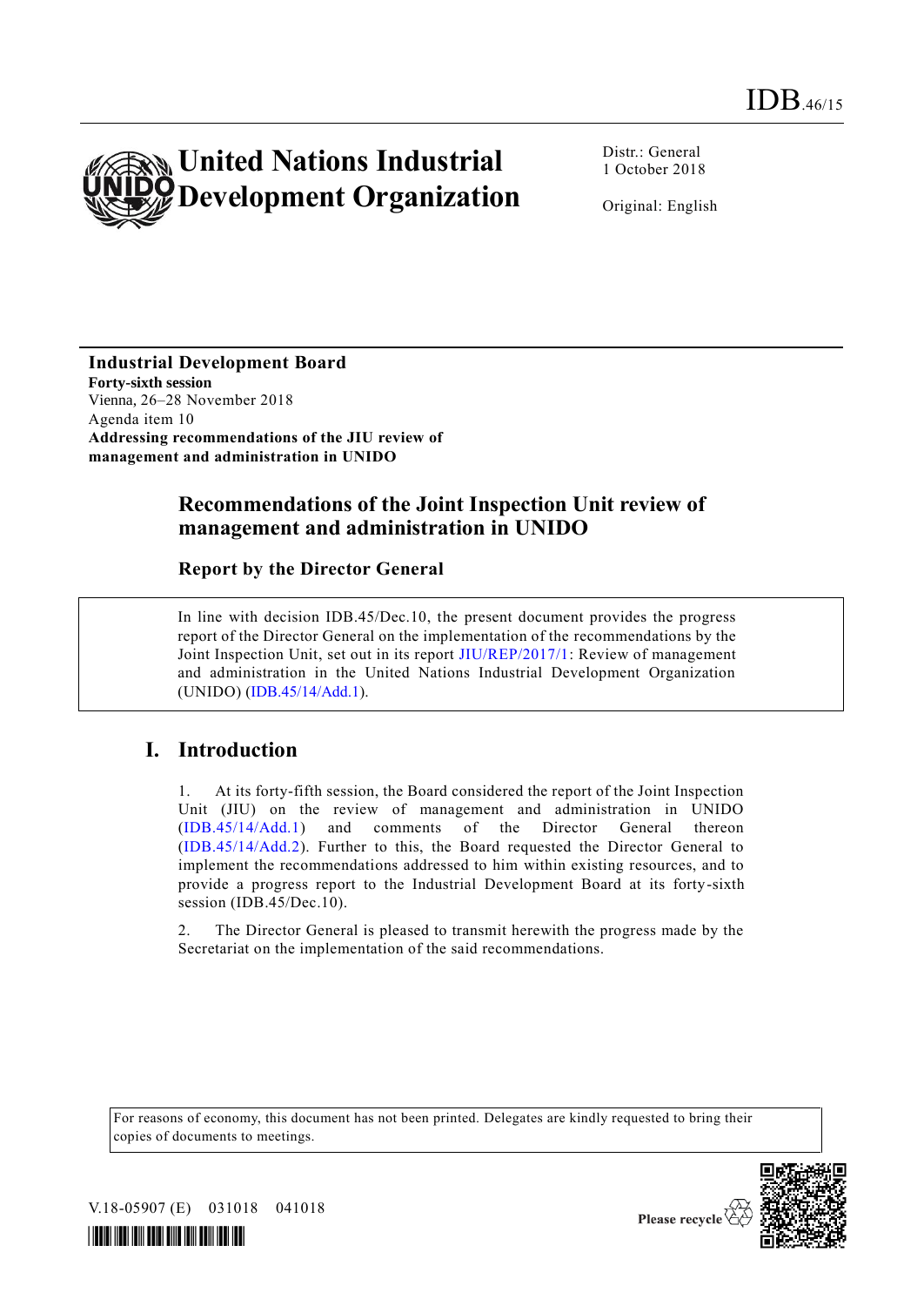IDB.46/15

# United Nations Industrial Development Organization

Distr.: General
1 October 2018

Original: English

**Industrial Development Board**
**Forty-sixth session**
Vienna, 26–28 November 2018
Agenda item 10
**Addressing recommendations of the JIU review of management and administration in UNIDO**

## Recommendations of the Joint Inspection Unit review of management and administration in UNIDO

### Report by the Director General

In line with decision IDB.45/Dec.10, the present document provides the progress report of the Director General on the implementation of the recommendations by the Joint Inspection Unit, set out in its report JIU/REP/2017/1: Review of management and administration in the United Nations Industrial Development Organization (UNIDO) (IDB.45/14/Add.1).

## I. Introduction

1. At its forty-fifth session, the Board considered the report of the Joint Inspection Unit (JIU) on the review of management and administration in UNIDO (IDB.45/14/Add.1) and comments of the Director General thereon (IDB.45/14/Add.2). Further to this, the Board requested the Director General to implement the recommendations addressed to him within existing resources, and to provide a progress report to the Industrial Development Board at its forty-sixth session (IDB.45/Dec.10).

2. The Director General is pleased to transmit herewith the progress made by the Secretariat on the implementation of the said recommendations.

For reasons of economy, this document has not been printed. Delegates are kindly requested to bring their copies of documents to meetings.

V.18-05907 (E) 031018 041018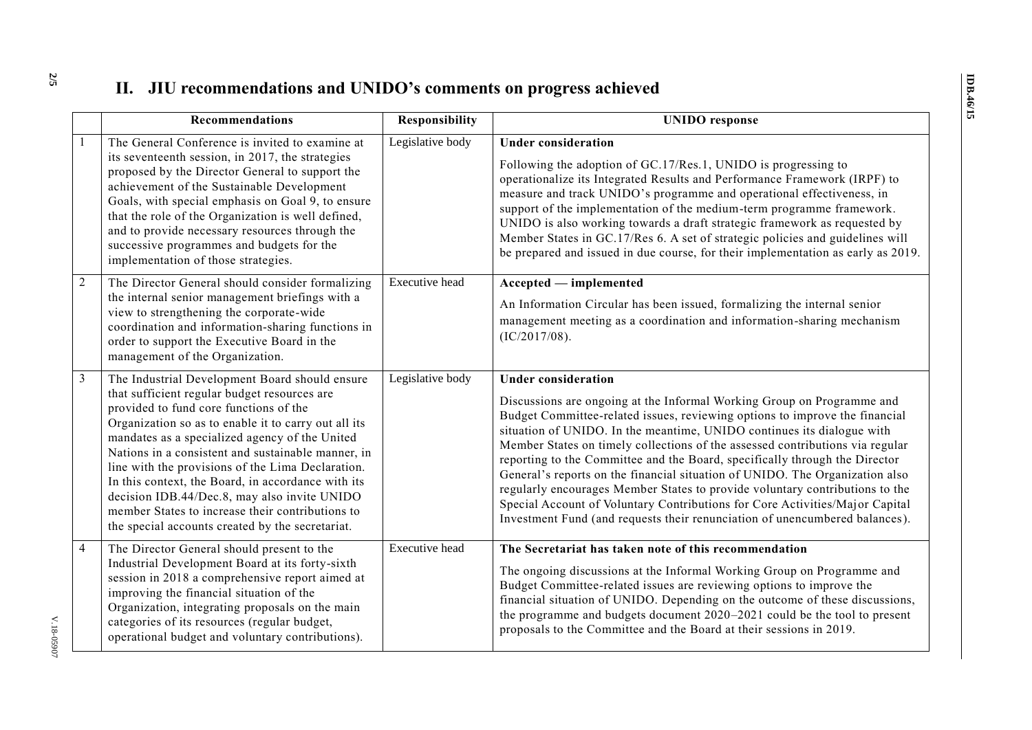## II. JIU recommendations and UNIDO's comments on progress achieved

| | Recommendations | Responsibility | UNIDO response |
|---|---|---|---|
| 1 | The General Conference is invited to examine at its seventeenth session, in 2017, the strategies proposed by the Director General to support the achievement of the Sustainable Development Goals, with special emphasis on Goal 9, to ensure that the role of the Organization is well defined, and to provide necessary resources through the successive programmes and budgets for the implementation of those strategies. | Legislative body | **Under consideration**<br><br>Following the adoption of GC.17/Res.1, UNIDO is progressing to operationalize its Integrated Results and Performance Framework (IRPF) to measure and track UNIDO's programme and operational effectiveness, in support of the implementation of the medium-term programme framework. UNIDO is also working towards a draft strategic framework as requested by Member States in GC.17/Res 6. A set of strategic policies and guidelines will be prepared and issued in due course, for their implementation as early as 2019. |
| 2 | The Director General should consider formalizing the internal senior management briefings with a view to strengthening the corporate-wide coordination and information-sharing functions in order to support the Executive Board in the management of the Organization. | Executive head | **Accepted — implemented**<br><br>An Information Circular has been issued, formalizing the internal senior management meeting as a coordination and information-sharing mechanism (IC/2017/08). |
| 3 | The Industrial Development Board should ensure that sufficient regular budget resources are provided to fund core functions of the Organization so as to enable it to carry out all its mandates as a specialized agency of the United Nations in a consistent and sustainable manner, in line with the provisions of the Lima Declaration. In this context, the Board, in accordance with its decision IDB.44/Dec.8, may also invite UNIDO member States to increase their contributions to the special accounts created by the secretariat. | Legislative body | **Under consideration**<br><br>Discussions are ongoing at the Informal Working Group on Programme and Budget Committee-related issues, reviewing options to improve the financial situation of UNIDO. In the meantime, UNIDO continues its dialogue with Member States on timely collections of the assessed contributions via regular reporting to the Committee and the Board, specifically through the Director General's reports on the financial situation of UNIDO. The Organization also regularly encourages Member States to provide voluntary contributions to the Special Account of Voluntary Contributions for Core Activities/Major Capital Investment Fund (and requests their renunciation of unencumbered balances). |
| 4 | The Director General should present to the Industrial Development Board at its forty-sixth session in 2018 a comprehensive report aimed at improving the financial situation of the Organization, integrating proposals on the main categories of its resources (regular budget, operational budget and voluntary contributions). | Executive head | **The Secretariat has taken note of this recommendation**<br><br>The ongoing discussions at the Informal Working Group on Programme and Budget Committee-related issues are reviewing options to improve the financial situation of UNIDO. Depending on the outcome of these discussions, the programme and budgets document 2020–2021 could be the tool to present proposals to the Committee and the Board at their sessions in 2019. |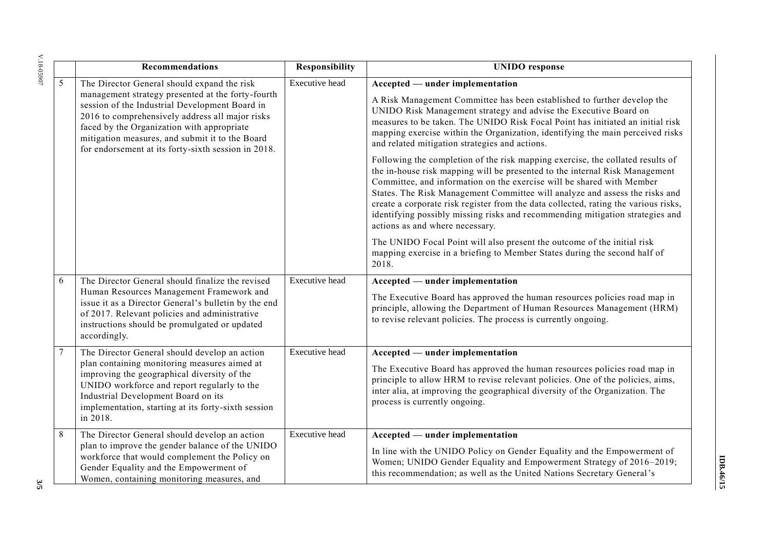| | Recommendations | Responsibility | UNIDO response |
|---|---|---|---|
| 5 | The Director General should expand the risk management strategy presented at the forty-fourth session of the Industrial Development Board in 2016 to comprehensively address all major risks faced by the Organization with appropriate mitigation measures, and submit it to the Board for endorsement at its forty-sixth session in 2018. | Executive head | **Accepted — under implementation**<br><br>A Risk Management Committee has been established to further develop the UNIDO Risk Management strategy and advise the Executive Board on measures to be taken. The UNIDO Risk Focal Point has initiated an initial risk mapping exercise within the Organization, identifying the main perceived risks and related mitigation strategies and actions.<br><br>Following the completion of the risk mapping exercise, the collated results of the in-house risk mapping will be presented to the internal Risk Management Committee, and information on the exercise will be shared with Member States. The Risk Management Committee will analyze and assess the risks and create a corporate risk register from the data collected, rating the various risks, identifying possibly missing risks and recommending mitigation strategies and actions as and where necessary.<br><br>The UNIDO Focal Point will also present the outcome of the initial risk mapping exercise in a briefing to Member States during the second half of 2018. |
| 6 | The Director General should finalize the revised Human Resources Management Framework and issue it as a Director General's bulletin by the end of 2017. Relevant policies and administrative instructions should be promulgated or updated accordingly. | Executive head | **Accepted — under implementation**<br><br>The Executive Board has approved the human resources policies road map in principle, allowing the Department of Human Resources Management (HRM) to revise relevant policies. The process is currently ongoing. |
| 7 | The Director General should develop an action plan containing monitoring measures aimed at improving the geographical diversity of the UNIDO workforce and report regularly to the Industrial Development Board on its implementation, starting at its forty-sixth session in 2018. | Executive head | **Accepted — under implementation**<br><br>The Executive Board has approved the human resources policies road map in principle to allow HRM to revise relevant policies. One of the policies, aims, inter alia, at improving the geographical diversity of the Organization. The process is currently ongoing. |
| 8 | The Director General should develop an action plan to improve the gender balance of the UNIDO workforce that would complement the Policy on Gender Equality and the Empowerment of Women, containing monitoring measures, and | Executive head | **Accepted — under implementation**<br><br>In line with the UNIDO Policy on Gender Equality and the Empowerment of Women; UNIDO Gender Equality and Empowerment Strategy of 2016–2019; this recommendation; as well as the United Nations Secretary General's |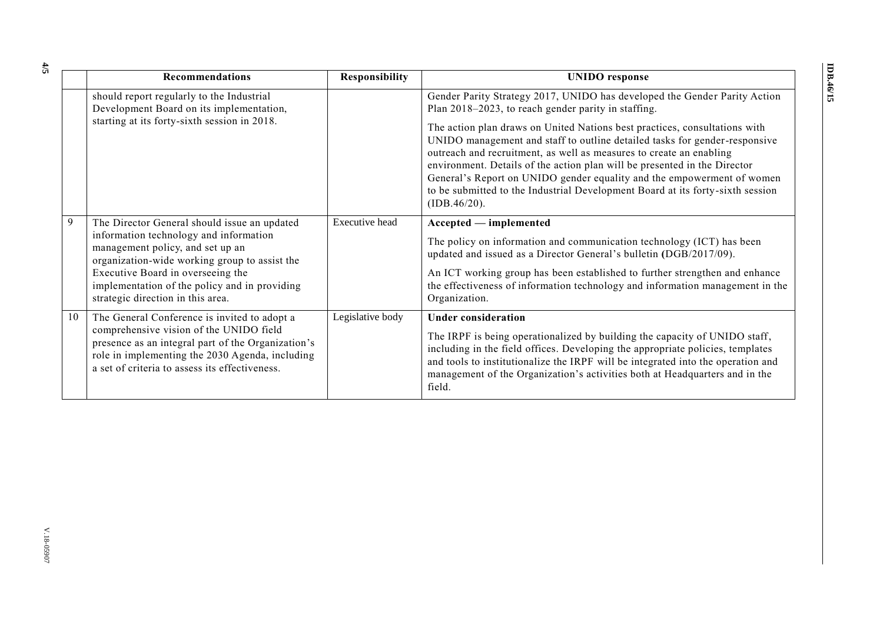| | Recommendations | Responsibility | UNIDO response |
|---|---|---|---|
| | should report regularly to the Industrial Development Board on its implementation, starting at its forty-sixth session in 2018. | | Gender Parity Strategy 2017, UNIDO has developed the Gender Parity Action Plan 2018–2023, to reach gender parity in staffing.<br><br>The action plan draws on United Nations best practices, consultations with UNIDO management and staff to outline detailed tasks for gender-responsive outreach and recruitment, as well as measures to create an enabling environment. Details of the action plan will be presented in the Director General's Report on UNIDO gender equality and the empowerment of women to be submitted to the Industrial Development Board at its forty-sixth session (IDB.46/20). |
| 9 | The Director General should issue an updated information technology and information management policy, and set up an organization-wide working group to assist the Executive Board in overseeing the implementation of the policy and in providing strategic direction in this area. | Executive head | **Accepted — implemented**<br><br>The policy on information and communication technology (ICT) has been updated and issued as a Director General's bulletin (DGB/2017/09).<br><br>An ICT working group has been established to further strengthen and enhance the effectiveness of information technology and information management in the Organization. |
| 10 | The General Conference is invited to adopt a comprehensive vision of the UNIDO field presence as an integral part of the Organization's role in implementing the 2030 Agenda, including a set of criteria to assess its effectiveness. | Legislative body | **Under consideration**<br><br>The IRPF is being operationalized by building the capacity of UNIDO staff, including in the field offices. Developing the appropriate policies, templates and tools to institutionalize the IRPF will be integrated into the operation and management of the Organization's activities both at Headquarters and in the field. |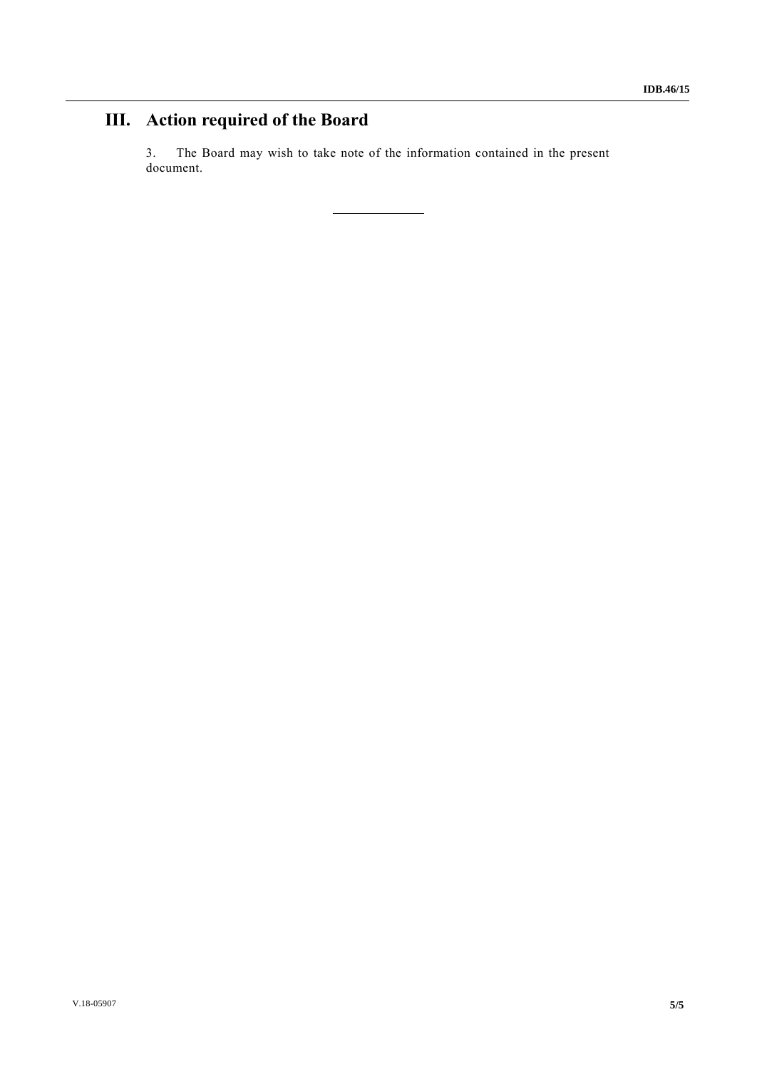# III. Action required of the Board

3. The Board may wish to take note of the information contained in the present document.